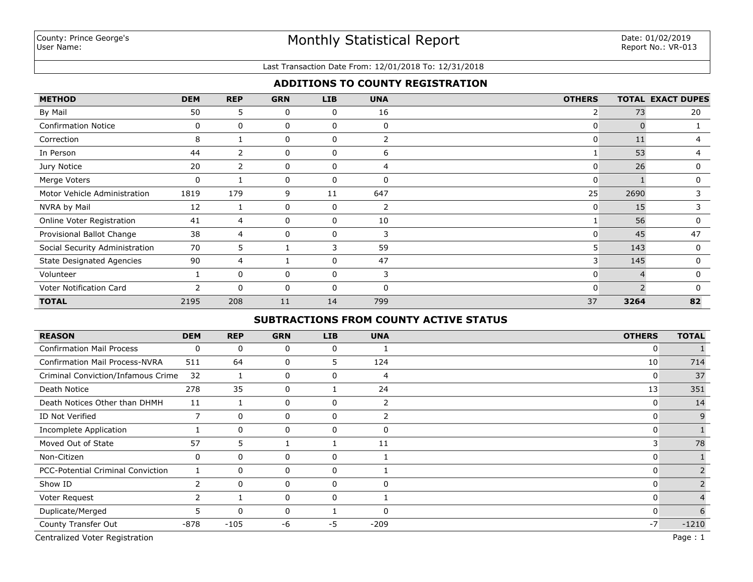County: Prince George's
User Name:

# Monthly Statistical Report

Date: 01/02/2019
Report No.: VR-013

Last Transaction Date From: 12/01/2018 To: 12/31/2018

## ADDITIONS TO COUNTY REGISTRATION

| METHOD | DEM | REP | GRN | LIB | UNA | OTHERS | TOTAL | EXACT DUPES |
|---|---|---|---|---|---|---|---|---|
| By Mail | 50 | 5 | 0 | 0 | 16 | 2 | 73 | 20 |
| Confirmation Notice | 0 | 0 | 0 | 0 | 0 | 0 | 0 | 1 |
| Correction | 8 | 1 | 0 | 0 | 2 | 0 | 11 | 4 |
| In Person | 44 | 2 | 0 | 0 | 6 | 1 | 53 | 4 |
| Jury Notice | 20 | 2 | 0 | 0 | 4 | 0 | 26 | 0 |
| Merge Voters | 0 | 1 | 0 | 0 | 0 | 0 | 1 | 0 |
| Motor Vehicle Administration | 1819 | 179 | 9 | 11 | 647 | 25 | 2690 | 3 |
| NVRA by Mail | 12 | 1 | 0 | 0 | 2 | 0 | 15 | 3 |
| Online Voter Registration | 41 | 4 | 0 | 0 | 10 | 1 | 56 | 0 |
| Provisional Ballot Change | 38 | 4 | 0 | 0 | 3 | 0 | 45 | 47 |
| Social Security Administration | 70 | 5 | 1 | 3 | 59 | 5 | 143 | 0 |
| State Designated Agencies | 90 | 4 | 1 | 0 | 47 | 3 | 145 | 0 |
| Volunteer | 1 | 0 | 0 | 0 | 3 | 0 | 4 | 0 |
| Voter Notification Card | 2 | 0 | 0 | 0 | 0 | 0 | 2 | 0 |
| **TOTAL** | 2195 | 208 | 11 | 14 | 799 | 37 | **3264** | **82** |

## SUBTRACTIONS FROM COUNTY ACTIVE STATUS

| REASON | DEM | REP | GRN | LIB | UNA | OTHERS | TOTAL |
|---|---|---|---|---|---|---|---|
| Confirmation Mail Process | 0 | 0 | 0 | 0 | 1 | 0 | 1 |
| Confirmation Mail Process-NVRA | 511 | 64 | 0 | 5 | 124 | 10 | 714 |
| Criminal Conviction/Infamous Crime | 32 | 1 | 0 | 0 | 4 | 0 | 37 |
| Death Notice | 278 | 35 | 0 | 1 | 24 | 13 | 351 |
| Death Notices Other than DHMH | 11 | 1 | 0 | 0 | 2 | 0 | 14 |
| ID Not Verified | 7 | 0 | 0 | 0 | 2 | 0 | 9 |
| Incomplete Application | 1 | 0 | 0 | 0 | 0 | 0 | 1 |
| Moved Out of State | 57 | 5 | 1 | 1 | 11 | 3 | 78 |
| Non-Citizen | 0 | 0 | 0 | 0 | 1 | 0 | 1 |
| PCC-Potential Criminal Conviction | 1 | 0 | 0 | 0 | 1 | 0 | 2 |
| Show ID | 2 | 0 | 0 | 0 | 0 | 0 | 2 |
| Voter Request | 2 | 1 | 0 | 0 | 1 | 0 | 4 |
| Duplicate/Merged | 5 | 0 | 0 | 1 | 0 | 0 | 6 |
| County Transfer Out | -878 | -105 | -6 | -5 | -209 | -7 | -1210 |

Centralized Voter Registration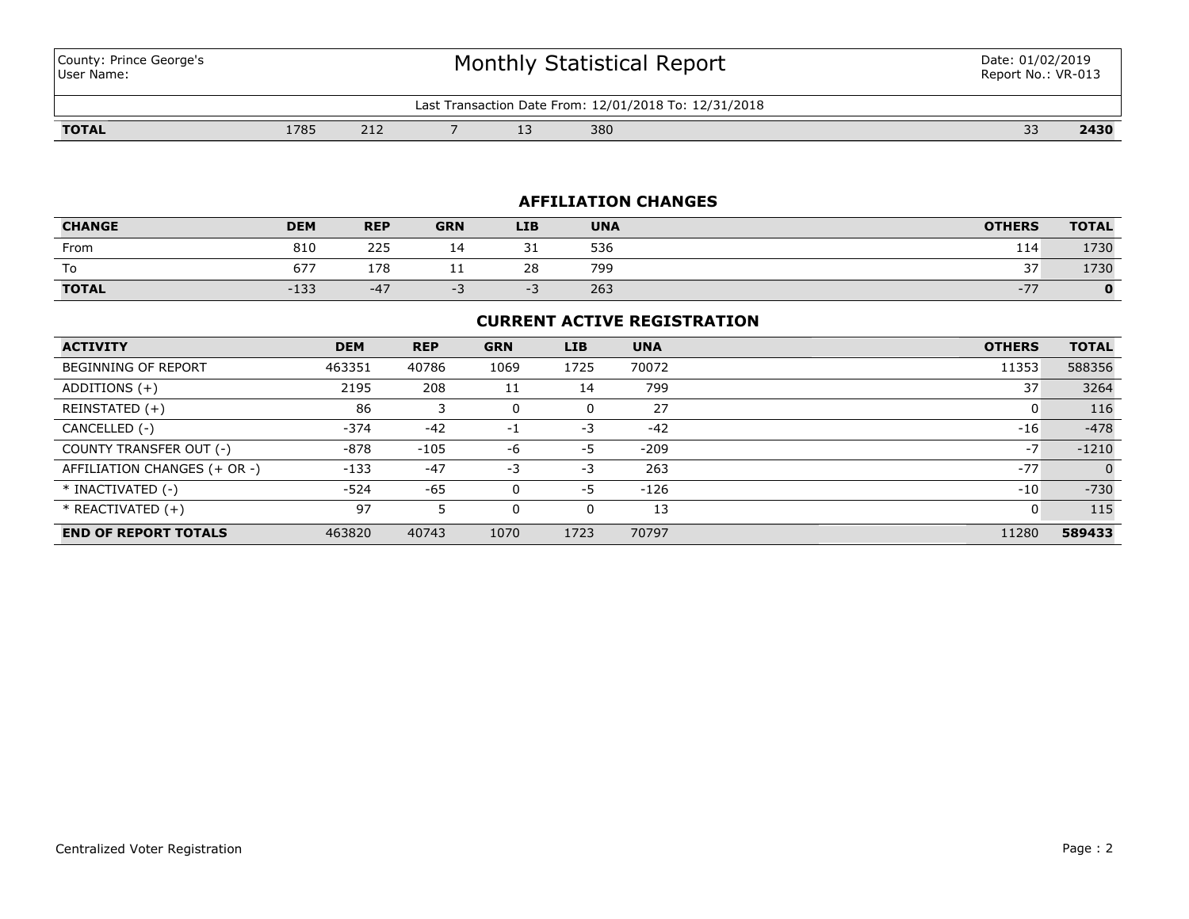| County: Prince George's<br>User Name: | Monthly Statistical Report | Date: 01/02/2019<br>Report No.: VR-013 |
|---|---|---|

Last Transaction Date From: 12/01/2018 To: 12/31/2018

| | | | | | | | |
|---|---|---|---|---|---|---|---|
| **TOTAL** | 1785 | 212 | 7 | 13 | 380 | 33 | **2430** |

## AFFILIATION CHANGES

| CHANGE | DEM | REP | GRN | LIB | UNA | OTHERS | TOTAL |
|---|---|---|---|---|---|---|---|
| From | 810 | 225 | 14 | 31 | 536 | 114 | 1730 |
| To | 677 | 178 | 11 | 28 | 799 | 37 | 1730 |
| **TOTAL** | -133 | -47 | -3 | -3 | 263 | -77 | **0** |

## CURRENT ACTIVE REGISTRATION

| ACTIVITY | DEM | REP | GRN | LIB | UNA | OTHERS | TOTAL |
|---|---|---|---|---|---|---|---|
| BEGINNING OF REPORT | 463351 | 40786 | 1069 | 1725 | 70072 | 11353 | 588356 |
| ADDITIONS (+) | 2195 | 208 | 11 | 14 | 799 | 37 | 3264 |
| REINSTATED (+) | 86 | 3 | 0 | 0 | 27 | 0 | 116 |
| CANCELLED (-) | -374 | -42 | -1 | -3 | -42 | -16 | -478 |
| COUNTY TRANSFER OUT (-) | -878 | -105 | -6 | -5 | -209 | -7 | -1210 |
| AFFILIATION CHANGES (+ OR -) | -133 | -47 | -3 | -3 | 263 | -77 | 0 |
| * INACTIVATED (-) | -524 | -65 | 0 | -5 | -126 | -10 | -730 |
| * REACTIVATED (+) | 97 | 5 | 0 | 0 | 13 | 0 | 115 |
| **END OF REPORT TOTALS** | 463820 | 40743 | 1070 | 1723 | 70797 | 11280 | **589433** |

Centralized Voter Registration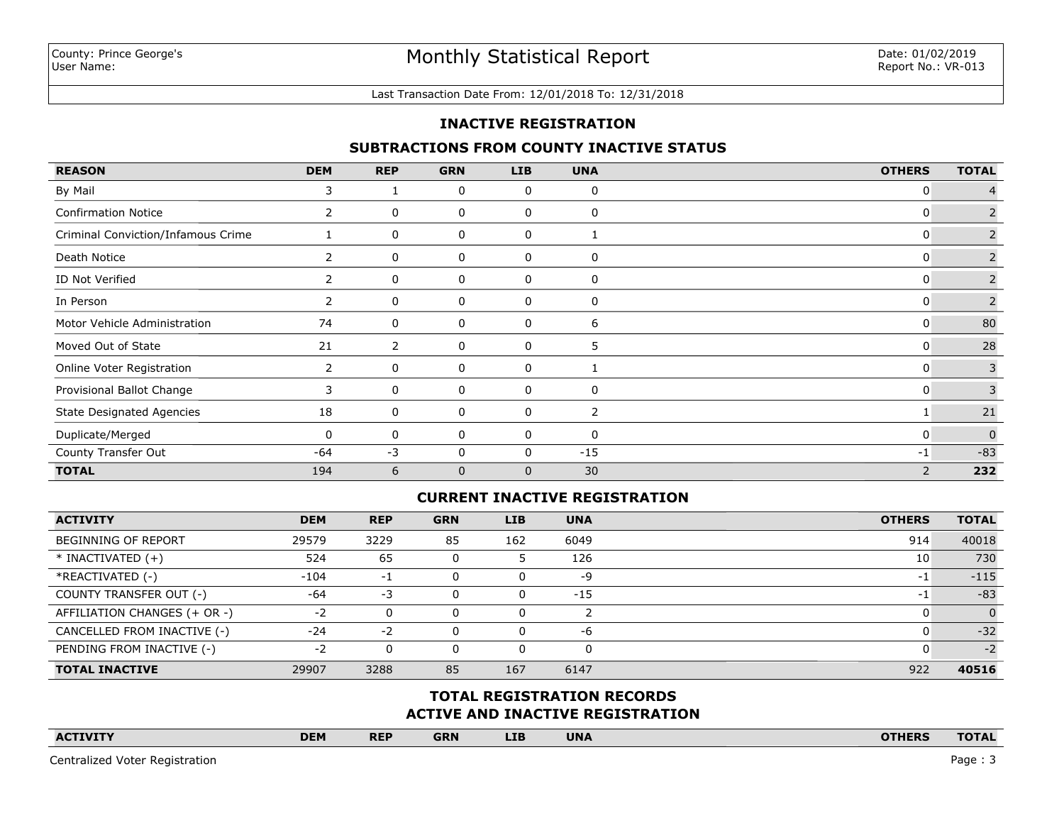County: Prince George's
User Name:

# Monthly Statistical Report

Date: 01/02/2019
Report No.: VR-013

Last Transaction Date From: 12/01/2018 To: 12/31/2018

## INACTIVE REGISTRATION

### SUBTRACTIONS FROM COUNTY INACTIVE STATUS

| REASON | DEM | REP | GRN | LIB | UNA | OTHERS | TOTAL |
|---|---|---|---|---|---|---|---|
| By Mail | 3 | 1 | 0 | 0 | 0 | 0 | 4 |
| Confirmation Notice | 2 | 0 | 0 | 0 | 0 | 0 | 2 |
| Criminal Conviction/Infamous Crime | 1 | 0 | 0 | 0 | 1 | 0 | 2 |
| Death Notice | 2 | 0 | 0 | 0 | 0 | 0 | 2 |
| ID Not Verified | 2 | 0 | 0 | 0 | 0 | 0 | 2 |
| In Person | 2 | 0 | 0 | 0 | 0 | 0 | 2 |
| Motor Vehicle Administration | 74 | 0 | 0 | 0 | 6 | 0 | 80 |
| Moved Out of State | 21 | 2 | 0 | 0 | 5 | 0 | 28 |
| Online Voter Registration | 2 | 0 | 0 | 0 | 1 | 0 | 3 |
| Provisional Ballot Change | 3 | 0 | 0 | 0 | 0 | 0 | 3 |
| State Designated Agencies | 18 | 0 | 0 | 0 | 2 | 1 | 21 |
| Duplicate/Merged | 0 | 0 | 0 | 0 | 0 | 0 | 0 |
| County Transfer Out | -64 | -3 | 0 | 0 | -15 | -1 | -83 |
| **TOTAL** | 194 | 6 | 0 | 0 | 30 | 2 | **232** |

### CURRENT INACTIVE REGISTRATION

| ACTIVITY | DEM | REP | GRN | LIB | UNA | OTHERS | TOTAL |
|---|---|---|---|---|---|---|---|
| BEGINNING OF REPORT | 29579 | 3229 | 85 | 162 | 6049 | 914 | 40018 |
| * INACTIVATED (+) | 524 | 65 | 0 | 5 | 126 | 10 | 730 |
| *REACTIVATED (-) | -104 | -1 | 0 | 0 | -9 | -1 | -115 |
| COUNTY TRANSFER OUT (-) | -64 | -3 | 0 | 0 | -15 | -1 | -83 |
| AFFILIATION CHANGES (+ OR -) | -2 | 0 | 0 | 0 | 2 | 0 | 0 |
| CANCELLED FROM INACTIVE (-) | -24 | -2 | 0 | 0 | -6 | 0 | -32 |
| PENDING FROM INACTIVE (-) | -2 | 0 | 0 | 0 | 0 | 0 | -2 |
| **TOTAL INACTIVE** | 29907 | 3288 | 85 | 167 | 6147 | 922 | **40516** |

### TOTAL REGISTRATION RECORDS
### ACTIVE AND INACTIVE REGISTRATION

| ACTIVITY | DEM | REP | GRN | LIB | UNA | OTHERS | TOTAL |
|---|---|---|---|---|---|---|---|

Centralized Voter Registration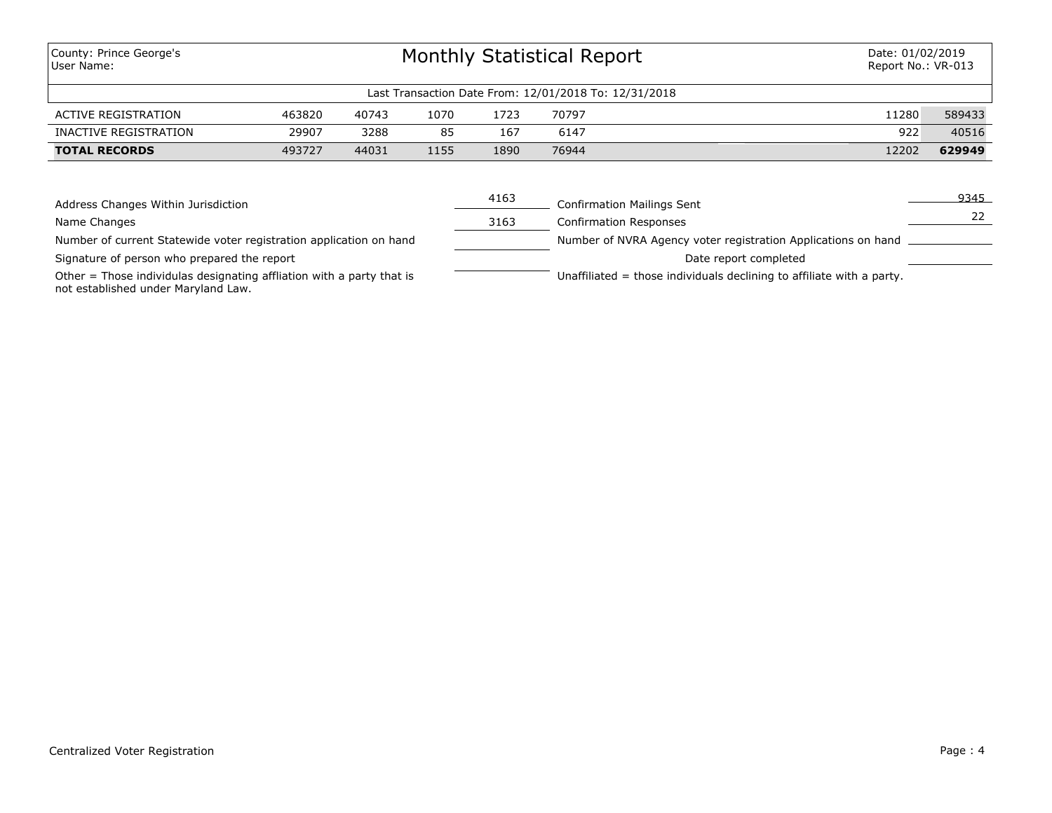County: Prince George's
User Name:

# Monthly Statistical Report

Date: 01/02/2019
Report No.: VR-013

Last Transaction Date From: 12/01/2018 To: 12/31/2018

| | | | | | | | |
|---|---|---|---|---|---|---|---|
| ACTIVE REGISTRATION | 463820 | 40743 | 1070 | 1723 | 70797 | 11280 | 589433 |
| INACTIVE REGISTRATION | 29907 | 3288 | 85 | 167 | 6147 | 922 | 40516 |
| **TOTAL RECORDS** | 493727 | 44031 | 1155 | 1890 | 76944 | 12202 | **629949** |

| | | | |
|---|---|---|---|
| Address Changes Within Jurisdiction | 4163 | Confirmation Mailings Sent | 9345 |
| Name Changes | 3163 | Confirmation Responses | 22 |
| Number of current Statewide voter registration application on hand | | Number of NVRA Agency voter registration Applications on hand | |
| Signature of person who prepared the report | | Date report completed | |

Other = Those individulas designating affliation with a party that is not established under Maryland Law.

Unaffiliated = those individuals declining to affiliate with a party.

Centralized Voter Registration